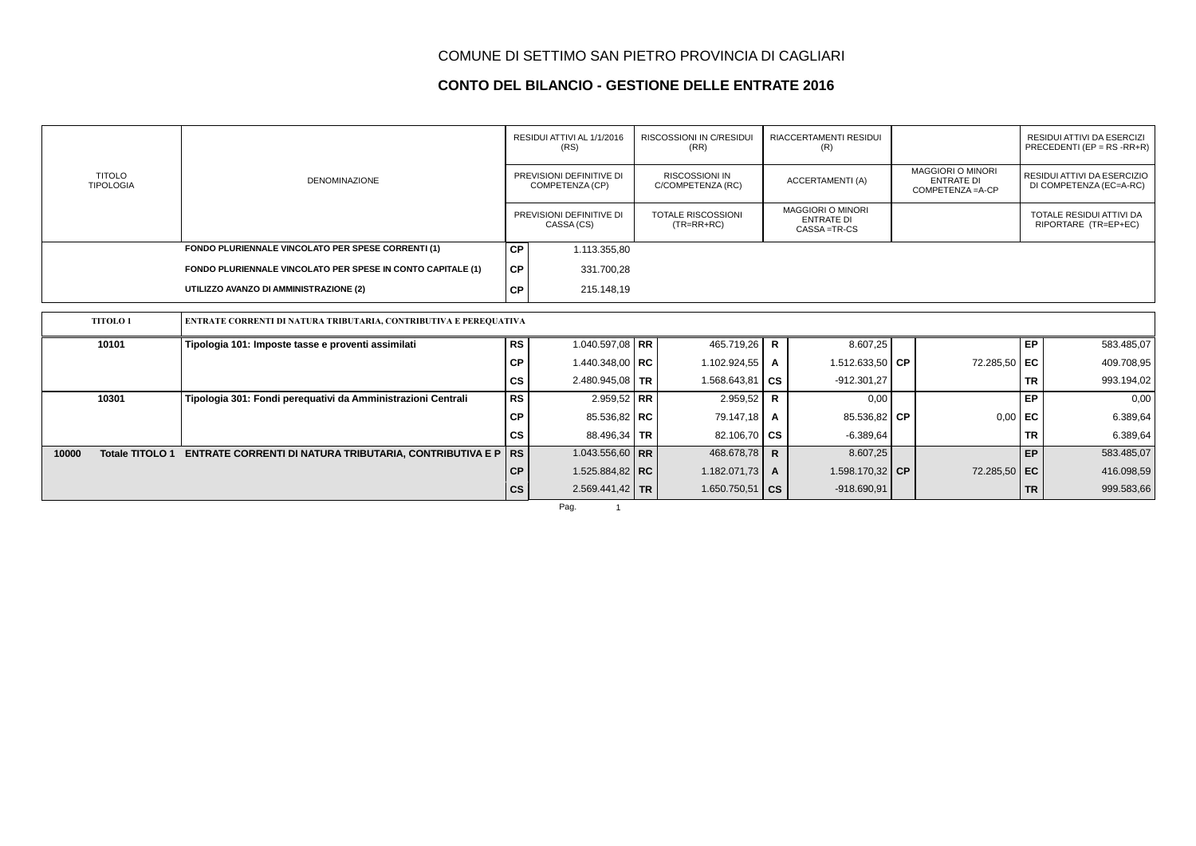# COMUNE DI SETTIMO SAN PIETRO PROVINCIA DI CAGLIARI

## CONTO DEL BILANCIO - GESTIONE DELLE ENTRATE 2016

| TITOLO TIPOLOGIA | DENOMINAZIONE | | RESIDUI ATTIVI AL 1/1/2016 (RS) / PREVISIONI DEFINITIVE DI COMPETENZA (CP) / PREVISIONI DEFINITIVE DI CASSA (CS) | | RISCOSSIONI IN C/RESIDUI (RR) / RISCOSSIONI IN C/COMPETENZA (RC) / TOTALE RISCOSSIONI (TR=RR+RC) | | RIACCERTAMENTI RESIDUI (R) / ACCERTAMENTI (A) / MAGGIORI O MINORI ENTRATE DI CASSA =TR-CS | | MAGGIORI O MINORI ENTRATE DI COMPETENZA =A-CP | | RESIDUI ATTIVI DA ESERCIZI PRECEDENTI (EP = RS -RR+R) / RESIDUI ATTIVI DA ESERCIZIO DI COMPETENZA (EC=A-RC) / TOTALE RESIDUI ATTIVI DA RIPORTARE (TR=EP+EC) |
|---|---|---|---|---|---|---|---|---|---|---|---|
| | FONDO PLURIENNALE VINCOLATO PER SPESE CORRENTI (1) | CP | 1.113.355,80 | | | | | | | | |
| | FONDO PLURIENNALE VINCOLATO PER SPESE IN CONTO CAPITALE (1) | CP | 331.700,28 | | | | | | | | |
| | UTILIZZO AVANZO DI AMMINISTRAZIONE (2) | CP | 215.148,19 | | | | | | | | |
| **TITOLO 1** | **ENTRATE CORRENTI DI NATURA TRIBUTARIA, CONTRIBUTIVA E PEREQUATIVA** | | | | | | | | | | |
| 10101 | Tipologia 101: Imposte tasse e proventi assimilati | RS | 1.040.597,08 | RR | 465.719,26 | R | 8.607,25 | | | EP | 583.485,07 |
| | | CP | 1.440.348,00 | RC | 1.102.924,55 | A | 1.512.633,50 | CP | 72.285,50 | EC | 409.708,95 |
| | | CS | 2.480.945,08 | TR | 1.568.643,81 | CS | -912.301,27 | | | TR | 993.194,02 |
| 10301 | Tipologia 301: Fondi perequativi da Amministrazioni Centrali | RS | 2.959,52 | RR | 2.959,52 | R | 0,00 | | | EP | 0,00 |
| | | CP | 85.536,82 | RC | 79.147,18 | A | 85.536,82 | CP | 0,00 | EC | 6.389,64 |
| | | CS | 88.496,34 | TR | 82.106,70 | CS | -6.389,64 | | | TR | 6.389,64 |
| 10000 Totale TITOLO 1 | ENTRATE CORRENTI DI NATURA TRIBUTARIA, CONTRIBUTIVA E P | RS | 1.043.556,60 | RR | 468.678,78 | R | 8.607,25 | | | EP | 583.485,07 |
| | | CP | 1.525.884,82 | RC | 1.182.071,73 | A | 1.598.170,32 | CP | 72.285,50 | EC | 416.098,59 |
| | | CS | 2.569.441,42 | TR | 1.650.750,51 | CS | -918.690,91 | | | TR | 999.583,66 |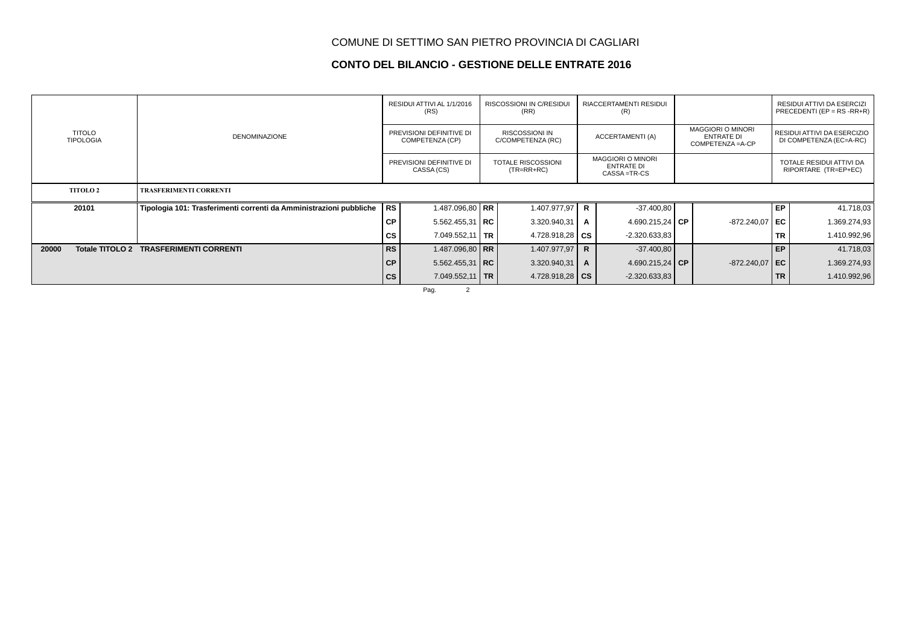COMUNE DI SETTIMO SAN PIETRO PROVINCIA DI CAGLIARI

## CONTO DEL BILANCIO - GESTIONE DELLE ENTRATE 2016

| TITOLO TIPOLOGIA | DENOMINAZIONE | | RESIDUI ATTIVI AL 1/1/2016 (RS) / PREVISIONI DEFINITIVE DI COMPETENZA (CP) / PREVISIONI DEFINITIVE DI CASSA (CS) | | RISCOSSIONI IN C/RESIDUI (RR) / RISCOSSIONI IN C/COMPETENZA (RC) / TOTALE RISCOSSIONI (TR=RR+RC) | | RIACCERTAMENTI RESIDUI (R) / ACCERTAMENTI (A) / MAGGIORI O MINORI ENTRATE DI CASSA =TR-CS | | MAGGIORI O MINORI ENTRATE DI COMPETENZA =A-CP | | RESIDUI ATTIVI DA ESERCIZI PRECEDENTI (EP = RS -RR+R) / RESIDUI ATTIVI DA ESERCIZIO DI COMPETENZA (EC=A-RC) / TOTALE RESIDUI ATTIVI DA RIPORTARE (TR=EP+EC) |
|---|---|---|---|---|---|---|---|---|---|---|---|
| **TITOLO 2** | **TRASFERIMENTI CORRENTI** | | | | | | | | | | |
| **20101** | **Tipologia 101: Trasferimenti correnti da Amministrazioni pubbliche** | **RS** | 1.487.096,80 | **RR** | 1.407.977,97 | **R** | -37.400,80 | | | **EP** | 41.718,03 |
| | | **CP** | 5.562.455,31 | **RC** | 3.320.940,31 | **A** | 4.690.215,24 | **CP** | -872.240,07 | **EC** | 1.369.274,93 |
| | | **CS** | 7.049.552,11 | **TR** | 4.728.918,28 | **CS** | -2.320.633,83 | | | **TR** | 1.410.992,96 |
| **20000** | **Totale TITOLO 2 TRASFERIMENTI CORRENTI** | **RS** | 1.487.096,80 | **RR** | 1.407.977,97 | **R** | -37.400,80 | | | **EP** | 41.718,03 |
| | | **CP** | 5.562.455,31 | **RC** | 3.320.940,31 | **A** | 4.690.215,24 | **CP** | -872.240,07 | **EC** | 1.369.274,93 |
| | | **CS** | 7.049.552,11 | **TR** | 4.728.918,28 | **CS** | -2.320.633,83 | | | **TR** | 1.410.992,96 |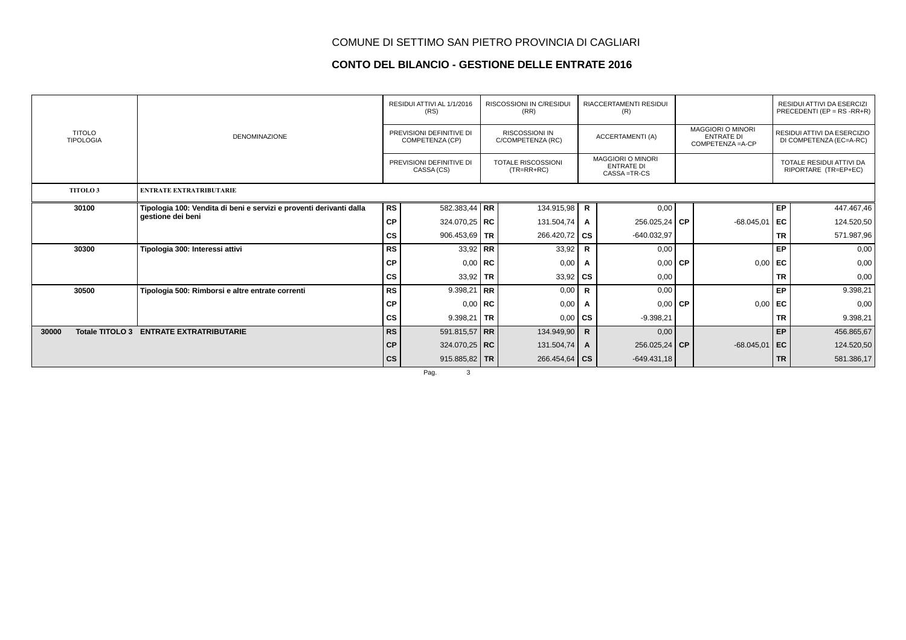# COMUNE DI SETTIMO SAN PIETRO PROVINCIA DI CAGLIARI

## CONTO DEL BILANCIO - GESTIONE DELLE ENTRATE 2016

| TITOLO TIPOLOGIA | DENOMINAZIONE | | RESIDUI ATTIVI AL 1/1/2016 (RS) / PREVISIONI DEFINITIVE DI COMPETENZA (CP) / PREVISIONI DEFINITIVE DI CASSA (CS) | | RISCOSSIONI IN C/RESIDUI (RR) / RISCOSSIONI IN C/COMPETENZA (RC) / TOTALE RISCOSSIONI (TR=RR+RC) | | RIACCERTAMENTI RESIDUI (R) / ACCERTAMENTI (A) / MAGGIORI O MINORI ENTRATE DI CASSA =TR-CS | | MAGGIORI O MINORI ENTRATE DI COMPETENZA =A-CP | | RESIDUI ATTIVI DA ESERCIZI PRECEDENTI (EP = RS -RR+R) / RESIDUI ATTIVI DA ESERCIZIO DI COMPETENZA (EC=A-RC) / TOTALE RESIDUI ATTIVI DA RIPORTARE (TR=EP+EC) |
|---|---|---|---|---|---|---|---|---|---|---|---|
| **TITOLO 3** | **ENTRATE EXTRATRIBUTARIE** | | | | | | | | | | |
| **30100** | **Tipologia 100: Vendita di beni e servizi e proventi derivanti dalla gestione dei beni** | **RS** | 582.383,44 | **RR** | 134.915,98 | **R** | 0,00 | | | **EP** | 447.467,46 |
| | | **CP** | 324.070,25 | **RC** | 131.504,74 | **A** | 256.025,24 | **CP** | -68.045,01 | **EC** | 124.520,50 |
| | | **CS** | 906.453,69 | **TR** | 266.420,72 | **CS** | -640.032,97 | | | **TR** | 571.987,96 |
| **30300** | **Tipologia 300: Interessi attivi** | **RS** | 33,92 | **RR** | 33,92 | **R** | 0,00 | | | **EP** | 0,00 |
| | | **CP** | 0,00 | **RC** | 0,00 | **A** | 0,00 | **CP** | 0,00 | **EC** | 0,00 |
| | | **CS** | 33,92 | **TR** | 33,92 | **CS** | 0,00 | | | **TR** | 0,00 |
| **30500** | **Tipologia 500: Rimborsi e altre entrate correnti** | **RS** | 9.398,21 | **RR** | 0,00 | **R** | 0,00 | | | **EP** | 9.398,21 |
| | | **CP** | 0,00 | **RC** | 0,00 | **A** | 0,00 | **CP** | 0,00 | **EC** | 0,00 |
| | | **CS** | 9.398,21 | **TR** | 0,00 | **CS** | -9.398,21 | | | **TR** | 9.398,21 |
| **30000 Totale TITOLO 3** | **ENTRATE EXTRATRIBUTARIE** | **RS** | 591.815,57 | **RR** | 134.949,90 | **R** | 0,00 | | | **EP** | 456.865,67 |
| | | **CP** | 324.070,25 | **RC** | 131.504,74 | **A** | 256.025,24 | **CP** | -68.045,01 | **EC** | 124.520,50 |
| | | **CS** | 915.885,82 | **TR** | 266.454,64 | **CS** | -649.431,18 | | | **TR** | 581.386,17 |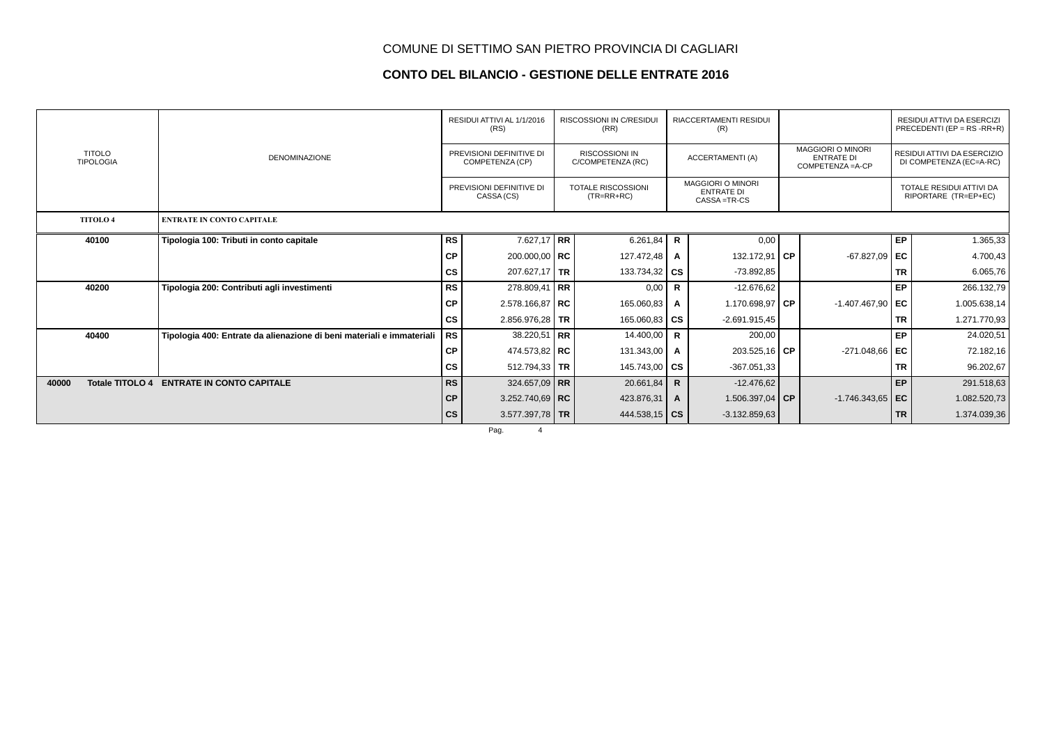# COMUNE DI SETTIMO SAN PIETRO PROVINCIA DI CAGLIARI

## CONTO DEL BILANCIO - GESTIONE DELLE ENTRATE 2016

| TITOLO TIPOLOGIA | DENOMINAZIONE | | RESIDUI ATTIVI AL 1/1/2016 (RS) / PREVISIONI DEFINITIVE DI COMPETENZA (CP) / PREVISIONI DEFINITIVE DI CASSA (CS) | | RISCOSSIONI IN C/RESIDUI (RR) / RISCOSSIONI IN C/COMPETENZA (RC) / TOTALE RISCOSSIONI (TR=RR+RC) | | RIACCERTAMENTI RESIDUI (R) / ACCERTAMENTI (A) / MAGGIORI O MINORI ENTRATE DI CASSA =TR-CS | | MAGGIORI O MINORI ENTRATE DI COMPETENZA =A-CP | | RESIDUI ATTIVI DA ESERCIZI PRECEDENTI (EP = RS -RR+R) / RESIDUI ATTIVI DA ESERCIZIO DI COMPETENZA (EC=A-RC) / TOTALE RESIDUI ATTIVI DA RIPORTARE (TR=EP+EC) |
|---|---|---|---|---|---|---|---|---|---|---|---|
| **TITOLO 4** | **ENTRATE IN CONTO CAPITALE** | | | | | | | | | | |
| **40100** | **Tipologia 100: Tributi in conto capitale** | **RS** | 7.627,17 | **RR** | 6.261,84 | **R** | 0,00 | | | **EP** | 1.365,33 |
| | | **CP** | 200.000,00 | **RC** | 127.472,48 | **A** | 132.172,91 | **CP** | -67.827,09 | **EC** | 4.700,43 |
| | | **CS** | 207.627,17 | **TR** | 133.734,32 | **CS** | -73.892,85 | | | **TR** | 6.065,76 |
| **40200** | **Tipologia 200: Contributi agli investimenti** | **RS** | 278.809,41 | **RR** | 0,00 | **R** | -12.676,62 | | | **EP** | 266.132,79 |
| | | **CP** | 2.578.166,87 | **RC** | 165.060,83 | **A** | 1.170.698,97 | **CP** | -1.407.467,90 | **EC** | 1.005.638,14 |
| | | **CS** | 2.856.976,28 | **TR** | 165.060,83 | **CS** | -2.691.915,45 | | | **TR** | 1.271.770,93 |
| **40400** | **Tipologia 400: Entrate da alienazione di beni materiali e immateriali** | **RS** | 38.220,51 | **RR** | 14.400,00 | **R** | 200,00 | | | **EP** | 24.020,51 |
| | | **CP** | 474.573,82 | **RC** | 131.343,00 | **A** | 203.525,16 | **CP** | -271.048,66 | **EC** | 72.182,16 |
| | | **CS** | 512.794,33 | **TR** | 145.743,00 | **CS** | -367.051,33 | | | **TR** | 96.202,67 |
| **40000 Totale TITOLO 4** | **ENTRATE IN CONTO CAPITALE** | **RS** | 324.657,09 | **RR** | 20.661,84 | **R** | -12.476,62 | | | **EP** | 291.518,63 |
| | | **CP** | 3.252.740,69 | **RC** | 423.876,31 | **A** | 1.506.397,04 | **CP** | -1.746.343,65 | **EC** | 1.082.520,73 |
| | | **CS** | 3.577.397,78 | **TR** | 444.538,15 | **CS** | -3.132.859,63 | | | **TR** | 1.374.039,36 |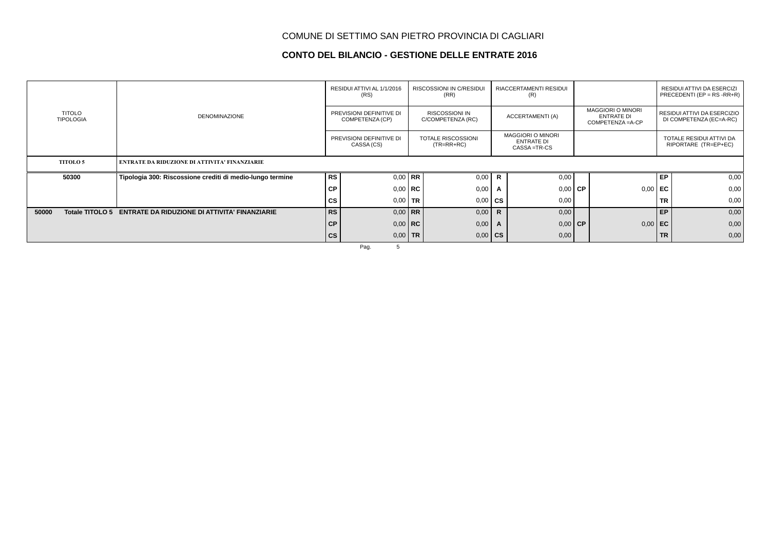# COMUNE DI SETTIMO SAN PIETRO PROVINCIA DI CAGLIARI

## CONTO DEL BILANCIO - GESTIONE DELLE ENTRATE 2016

| TITOLO TIPOLOGIA | DENOMINAZIONE | | RESIDUI ATTIVI AL 1/1/2016 (RS) | | RISCOSSIONI IN C/RESIDUI (RR) | | RIACCERTAMENTI RESIDUI (R) | | | | RESIDUI ATTIVI DA ESERCIZI PRECEDENTI (EP = RS -RR+R) |
|---|---|---|---|---|---|---|---|---|---|---|---|
| | | | PREVISIONI DEFINITIVE DI COMPETENZA (CP) | | RISCOSSIONI IN C/COMPETENZA (RC) | | ACCERTAMENTI (A) | | MAGGIORI O MINORI ENTRATE DI COMPETENZA =A-CP | | RESIDUI ATTIVI DA ESERCIZIO DI COMPETENZA (EC=A-RC) |
| | | | PREVISIONI DEFINITIVE DI CASSA (CS) | | TOTALE RISCOSSIONI (TR=RR+RC) | | MAGGIORI O MINORI ENTRATE DI CASSA =TR-CS | | | | TOTALE RESIDUI ATTIVI DA RIPORTARE (TR=EP+EC) |
| **TITOLO 5** | **ENTRATE DA RIDUZIONE DI ATTIVITA' FINANZIARIE** | | | | | | | | | | |
| **50300** | **Tipologia 300: Riscossione crediti di medio-lungo termine** | **RS** | 0,00 | **RR** | 0,00 | **R** | 0,00 | | | **EP** | 0,00 |
| | | **CP** | 0,00 | **RC** | 0,00 | **A** | 0,00 | **CP** | 0,00 | **EC** | 0,00 |
| | | **CS** | 0,00 | **TR** | 0,00 | **CS** | 0,00 | | | **TR** | 0,00 |
| **50000 Totale TITOLO 5** | **ENTRATE DA RIDUZIONE DI ATTIVITA' FINANZIARIE** | **RS** | 0,00 | **RR** | 0,00 | **R** | 0,00 | | | **EP** | 0,00 |
| | | **CP** | 0,00 | **RC** | 0,00 | **A** | 0,00 | **CP** | 0,00 | **EC** | 0,00 |
| | | **CS** | 0,00 | **TR** | 0,00 | **CS** | 0,00 | | | **TR** | 0,00 |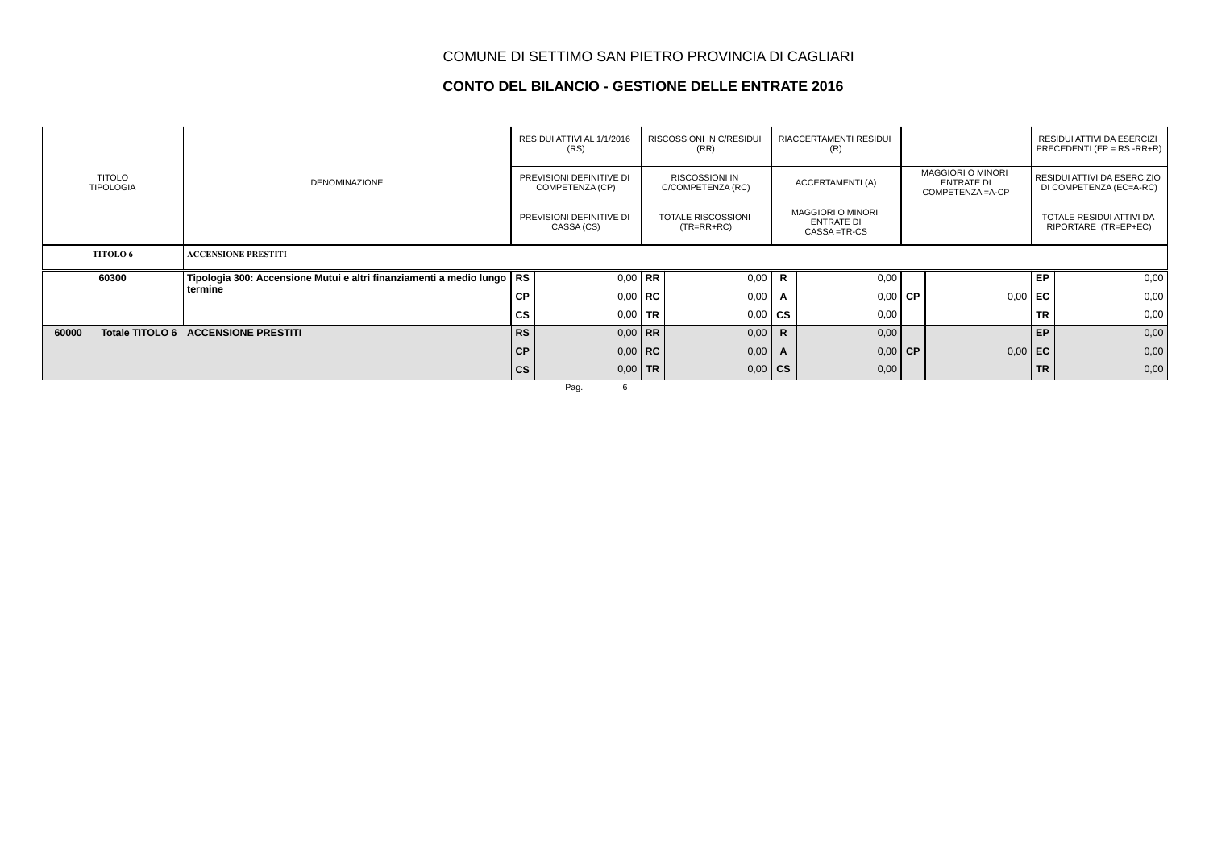COMUNE DI SETTIMO SAN PIETRO PROVINCIA DI CAGLIARI

**CONTO DEL BILANCIO - GESTIONE DELLE ENTRATE 2016**

| TITOLO TIPOLOGIA | DENOMINAZIONE | | RESIDUI ATTIVI AL 1/1/2016 (RS) / PREVISIONI DEFINITIVE DI COMPETENZA (CP) / PREVISIONI DEFINITIVE DI CASSA (CS) | | RISCOSSIONI IN C/RESIDUI (RR) / RISCOSSIONI IN C/COMPETENZA (RC) / TOTALE RISCOSSIONI (TR=RR+RC) | | RIACCERTAMENTI RESIDUI (R) / ACCERTAMENTI (A) / MAGGIORI O MINORI ENTRATE DI CASSA =TR-CS | | MAGGIORI O MINORI ENTRATE DI COMPETENZA =A-CP | | RESIDUI ATTIVI DA ESERCIZI PRECEDENTI (EP = RS -RR+R) / RESIDUI ATTIVI DA ESERCIZIO DI COMPETENZA (EC=A-RC) / TOTALE RESIDUI ATTIVI DA RIPORTARE (TR=EP+EC) |
|---|---|---|---|---|---|---|---|---|---|---|---|
| **TITOLO 6** | **ACCENSIONE PRESTITI** | | | | | | | | | | |
| 60300 | **Tipologia 300: Accensione Mutui e altri finanziamenti a medio lungo termine** | RS | 0,00 | RR | 0,00 | R | 0,00 | | | EP | 0,00 |
| | | CP | 0,00 | RC | 0,00 | A | 0,00 | CP | 0,00 | EC | 0,00 |
| | | CS | 0,00 | TR | 0,00 | CS | 0,00 | | | TR | 0,00 |
| 60000 | **Totale TITOLO 6 ACCENSIONE PRESTITI** | RS | 0,00 | RR | 0,00 | R | 0,00 | | | EP | 0,00 |
| | | CP | 0,00 | RC | 0,00 | A | 0,00 | CP | 0,00 | EC | 0,00 |
| | | CS | 0,00 | TR | 0,00 | CS | 0,00 | | | TR | 0,00 |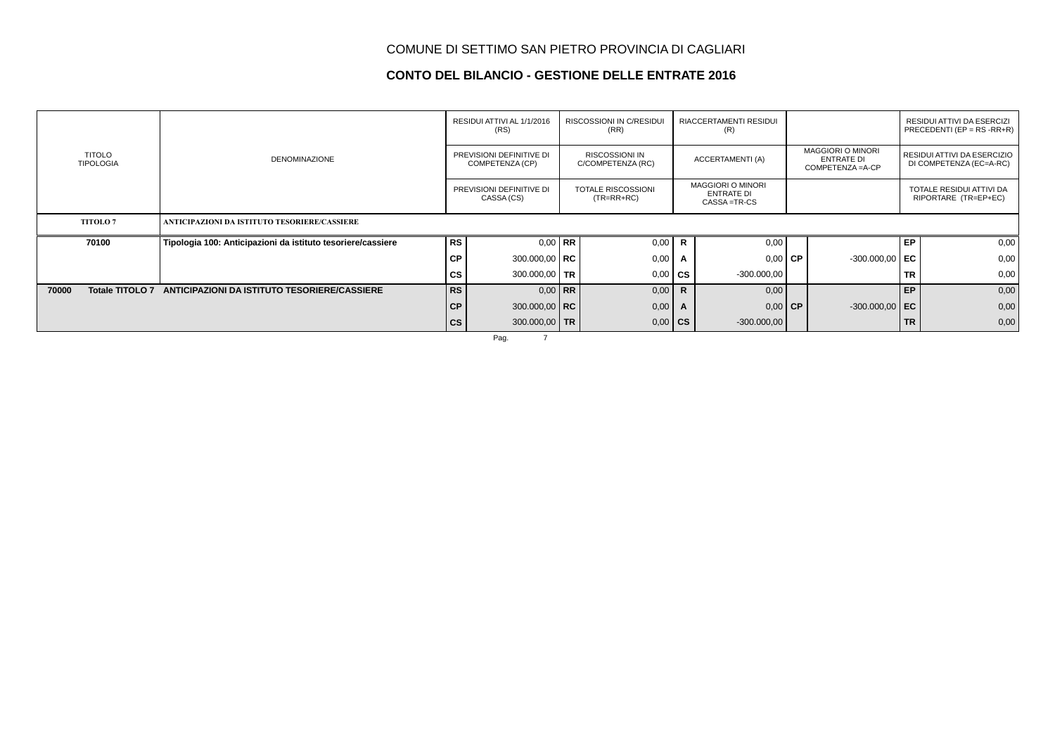COMUNE DI SETTIMO SAN PIETRO PROVINCIA DI CAGLIARI

## CONTO DEL BILANCIO - GESTIONE DELLE ENTRATE 2016

| TITOLO TIPOLOGIA | DENOMINAZIONE | | RESIDUI ATTIVI AL 1/1/2016 (RS) / PREVISIONI DEFINITIVE DI COMPETENZA (CP) / PREVISIONI DEFINITIVE DI CASSA (CS) | | RISCOSSIONI IN C/RESIDUI (RR) / RISCOSSIONI IN C/COMPETENZA (RC) / TOTALE RISCOSSIONI (TR=RR+RC) | | RIACCERTAMENTI RESIDUI (R) / ACCERTAMENTI (A) / MAGGIORI O MINORI ENTRATE DI CASSA =TR-CS | | MAGGIORI O MINORI ENTRATE DI COMPETENZA =A-CP | | RESIDUI ATTIVI DA ESERCIZI PRECEDENTI (EP = RS -RR+R) / RESIDUI ATTIVI DA ESERCIZIO DI COMPETENZA (EC=A-RC) / TOTALE RESIDUI ATTIVI DA RIPORTARE (TR=EP+EC) |
|---|---|---|---|---|---|---|---|---|---|---|---|
| **TITOLO 7** | **ANTICIPAZIONI DA ISTITUTO TESORIERE/CASSIERE** | | | | | | | | | | |
| **70100** | **Tipologia 100: Anticipazioni da istituto tesoriere/cassiere** | **RS** | 0,00 | **RR** | 0,00 | **R** | 0,00 | | | **EP** | 0,00 |
| | | **CP** | 300.000,00 | **RC** | 0,00 | **A** | 0,00 | **CP** | -300.000,00 | **EC** | 0,00 |
| | | **CS** | 300.000,00 | **TR** | 0,00 | **CS** | -300.000,00 | | | **TR** | 0,00 |
| **70000 Totale TITOLO 7** | **ANTICIPAZIONI DA ISTITUTO TESORIERE/CASSIERE** | **RS** | 0,00 | **RR** | 0,00 | **R** | 0,00 | | | **EP** | 0,00 |
| | | **CP** | 300.000,00 | **RC** | 0,00 | **A** | 0,00 | **CP** | -300.000,00 | **EC** | 0,00 |
| | | **CS** | 300.000,00 | **TR** | 0,00 | **CS** | -300.000,00 | | | **TR** | 0,00 |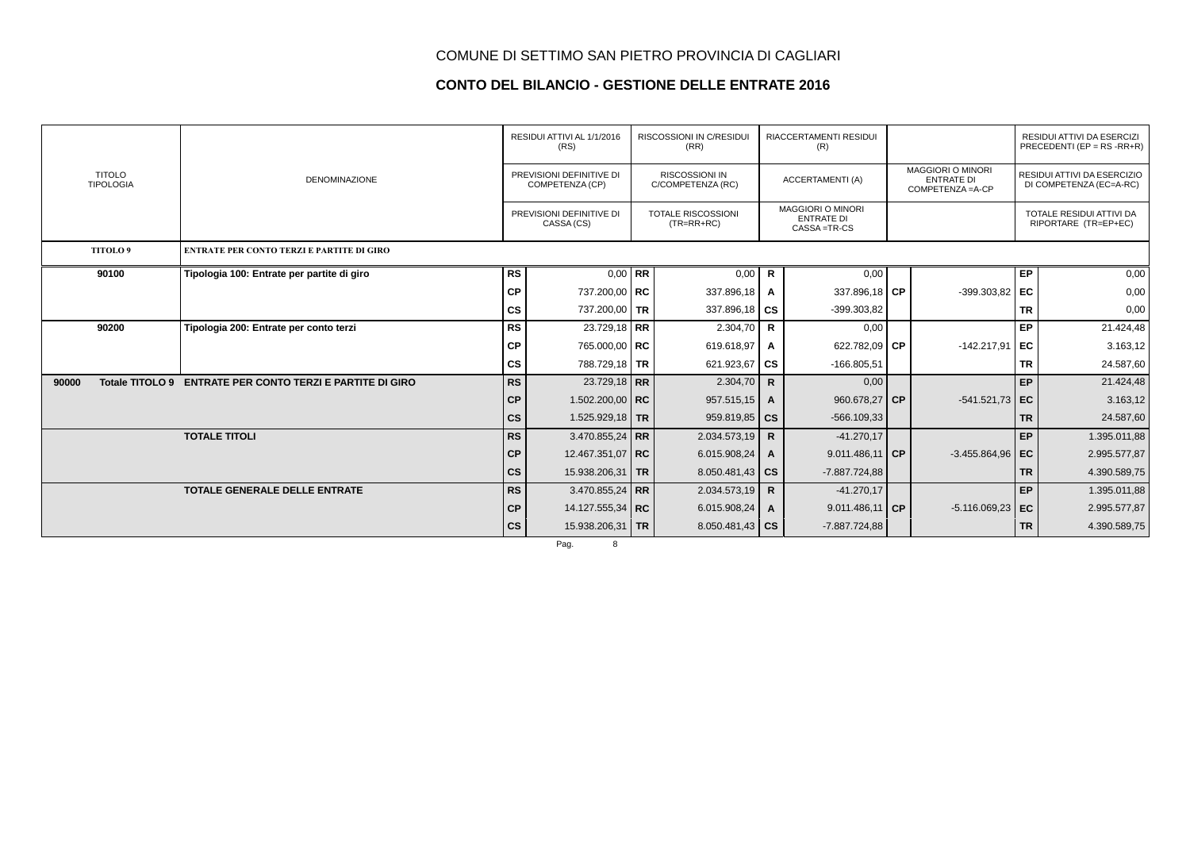COMUNE DI SETTIMO SAN PIETRO PROVINCIA DI CAGLIARI

## CONTO DEL BILANCIO - GESTIONE DELLE ENTRATE 2016

| TITOLO TIPOLOGIA | DENOMINAZIONE | | RESIDUI ATTIVI AL 1/1/2016 (RS) / PREVISIONI DEFINITIVE DI COMPETENZA (CP) / PREVISIONI DEFINITIVE DI CASSA (CS) | | RISCOSSIONI IN C/RESIDUI (RR) / RISCOSSIONI IN C/COMPETENZA (RC) / TOTALE RISCOSSIONI (TR=RR+RC) | | RIACCERTAMENTI RESIDUI (R) / ACCERTAMENTI (A) / MAGGIORI O MINORI ENTRATE DI CASSA =TR-CS | | MAGGIORI O MINORI ENTRATE DI COMPETENZA =A-CP | | RESIDUI ATTIVI DA ESERCIZI PRECEDENTI (EP = RS -RR+R) / RESIDUI ATTIVI DA ESERCIZIO DI COMPETENZA (EC=A-RC) / TOTALE RESIDUI ATTIVI DA RIPORTARE (TR=EP+EC) |
|---|---|---|---|---|---|---|---|---|---|---|---|
| **TITOLO 9** | **ENTRATE PER CONTO TERZI E PARTITE DI GIRO** | | | | | | | | | | |
| **90100** | **Tipologia 100: Entrate per partite di giro** | **RS** | 0,00 | **RR** | 0,00 | **R** | 0,00 | | | **EP** | 0,00 |
| | | **CP** | 737.200,00 | **RC** | 337.896,18 | **A** | 337.896,18 | **CP** | -399.303,82 | **EC** | 0,00 |
| | | **CS** | 737.200,00 | **TR** | 337.896,18 | **CS** | -399.303,82 | | | **TR** | 0,00 |
| **90200** | **Tipologia 200: Entrate per conto terzi** | **RS** | 23.729,18 | **RR** | 2.304,70 | **R** | 0,00 | | | **EP** | 21.424,48 |
| | | **CP** | 765.000,00 | **RC** | 619.618,97 | **A** | 622.782,09 | **CP** | -142.217,91 | **EC** | 3.163,12 |
| | | **CS** | 788.729,18 | **TR** | 621.923,67 | **CS** | -166.805,51 | | | **TR** | 24.587,60 |
| **90000 Totale TITOLO 9** | **ENTRATE PER CONTO TERZI E PARTITE DI GIRO** | **RS** | 23.729,18 | **RR** | 2.304,70 | **R** | 0,00 | | | **EP** | 21.424,48 |
| | | **CP** | 1.502.200,00 | **RC** | 957.515,15 | **A** | 960.678,27 | **CP** | -541.521,73 | **EC** | 3.163,12 |
| | | **CS** | 1.525.929,18 | **TR** | 959.819,85 | **CS** | -566.109,33 | | | **TR** | 24.587,60 |
| | **TOTALE TITOLI** | **RS** | 3.470.855,24 | **RR** | 2.034.573,19 | **R** | -41.270,17 | | | **EP** | 1.395.011,88 |
| | | **CP** | 12.467.351,07 | **RC** | 6.015.908,24 | **A** | 9.011.486,11 | **CP** | -3.455.864,96 | **EC** | 2.995.577,87 |
| | | **CS** | 15.938.206,31 | **TR** | 8.050.481,43 | **CS** | -7.887.724,88 | | | **TR** | 4.390.589,75 |
| | **TOTALE GENERALE DELLE ENTRATE** | **RS** | 3.470.855,24 | **RR** | 2.034.573,19 | **R** | -41.270,17 | | | **EP** | 1.395.011,88 |
| | | **CP** | 14.127.555,34 | **RC** | 6.015.908,24 | **A** | 9.011.486,11 | **CP** | -5.116.069,23 | **EC** | 2.995.577,87 |
| | | **CS** | 15.938.206,31 | **TR** | 8.050.481,43 | **CS** | -7.887.724,88 | | | **TR** | 4.390.589,75 |